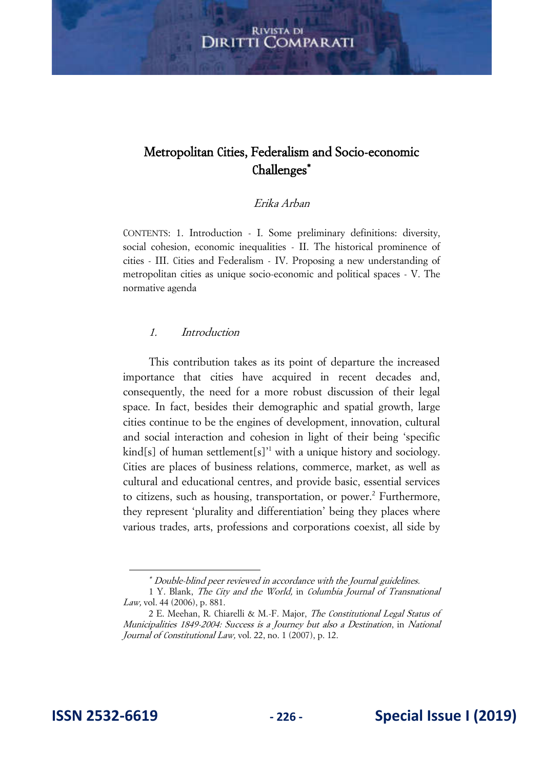# Metropolitan Cities, Federalism and Socio-economic Challenges*

*Erika Arban*

CONTENTS: 1. Introduction - I. Some preliminary definitions: diversity, social cohesion, economic inequalities - II. The historical prominence of cities - III. Cities and Federalism - IV. Proposing a new understanding of metropolitan cities as unique socio-economic and political spaces - V. The normative agenda

## 1. *Introduction*

This contribution takes as its point of departure the increased importance that cities have acquired in recent decades and, consequently, the need for a more robust discussion of their legal space. In fact, besides their demographic and spatial growth, large cities continue to be the engines of development, innovation, cultural and social interaction and cohesion in light of their being 'specific kind[s] of human settlement[s]'[1] with a unique history and sociology. Cities are places of business relations, commerce, market, as well as cultural and educational centres, and provide basic, essential services to citizens, such as housing, transportation, or power.[2] Furthermore, they represent 'plurality and differentiation' being they places where various trades, arts, professions and corporations coexist, all side by

---

\* *Double-blind peer reviewed in accordance with the Journal guidelines.*

1 Y. Blank, *The City and the World,* in *Columbia Journal of Transnational Law,* vol. 44 (2006), p. 881.

2 E. Meehan, R. Chiarelli & M.-F. Major, *The Constitutional Legal Status of Municipalities 1849-2004: Success is a Journey but also a Destination*, in *National Journal of Constitutional Law,* vol. 22, no. 1 (2007), p. 12.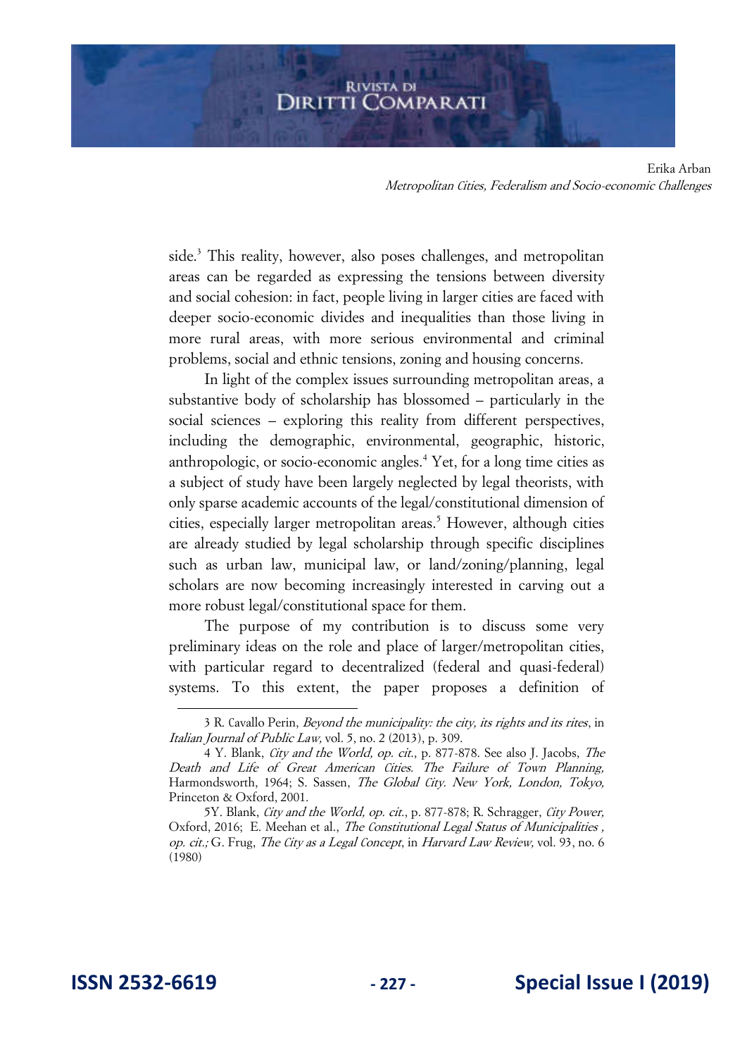side.[3] This reality, however, also poses challenges, and metropolitan areas can be regarded as expressing the tensions between diversity and social cohesion: in fact, people living in larger cities are faced with deeper socio-economic divides and inequalities than those living in more rural areas, with more serious environmental and criminal problems, social and ethnic tensions, zoning and housing concerns.

In light of the complex issues surrounding metropolitan areas, a substantive body of scholarship has blossomed – particularly in the social sciences – exploring this reality from different perspectives, including the demographic, environmental, geographic, historic, anthropologic, or socio-economic angles.[4] Yet, for a long time cities as a subject of study have been largely neglected by legal theorists, with only sparse academic accounts of the legal/constitutional dimension of cities, especially larger metropolitan areas.[5] However, although cities are already studied by legal scholarship through specific disciplines such as urban law, municipal law, or land/zoning/planning, legal scholars are now becoming increasingly interested in carving out a more robust legal/constitutional space for them.

The purpose of my contribution is to discuss some very preliminary ideas on the role and place of larger/metropolitan cities, with particular regard to decentralized (federal and quasi-federal) systems. To this extent, the paper proposes a definition of

---

3 R. Cavallo Perin, *Beyond the municipality: the city, its rights and its rites*, in *Italian Journal of Public Law,* vol. 5, no. 2 (2013), p. 309.

4 Y. Blank, *City and the World, op. cit.*, p. 877-878. See also J. Jacobs, *The Death and Life of Great American Cities. The Failure of Town Planning,* Harmondsworth, 1964; S. Sassen, *The Global City. New York, London, Tokyo,* Princeton & Oxford, 2001.

5 Y. Blank, *City and the World, op. cit.*, p. 877-878; R. Schragger, *City Power,* Oxford, 2016; E. Meehan et al., *The Constitutional Legal Status of Municipalities , op. cit.;* G. Frug, *The City as a Legal Concept*, in *Harvard Law Review,* vol. 93, no. 6 (1980)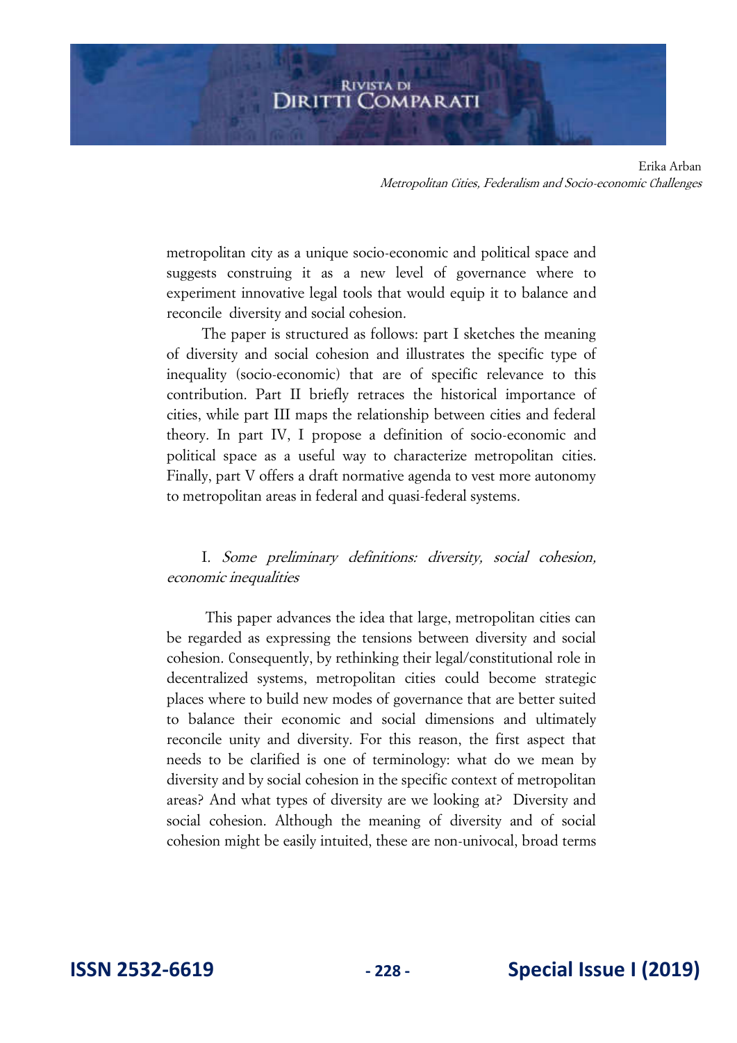metropolitan city as a unique socio-economic and political space and suggests construing it as a new level of governance where to experiment innovative legal tools that would equip it to balance and reconcile diversity and social cohesion.

The paper is structured as follows: part I sketches the meaning of diversity and social cohesion and illustrates the specific type of inequality (socio-economic) that are of specific relevance to this contribution. Part II briefly retraces the historical importance of cities, while part III maps the relationship between cities and federal theory. In part IV, I propose a definition of socio-economic and political space as a useful way to characterize metropolitan cities. Finally, part V offers a draft normative agenda to vest more autonomy to metropolitan areas in federal and quasi-federal systems.

## I. *Some preliminary definitions: diversity, social cohesion, economic inequalities*

This paper advances the idea that large, metropolitan cities can be regarded as expressing the tensions between diversity and social cohesion. Consequently, by rethinking their legal/constitutional role in decentralized systems, metropolitan cities could become strategic places where to build new modes of governance that are better suited to balance their economic and social dimensions and ultimately reconcile unity and diversity. For this reason, the first aspect that needs to be clarified is one of terminology: what do we mean by diversity and by social cohesion in the specific context of metropolitan areas? And what types of diversity are we looking at? Diversity and social cohesion. Although the meaning of diversity and of social cohesion might be easily intuited, these are non-univocal, broad terms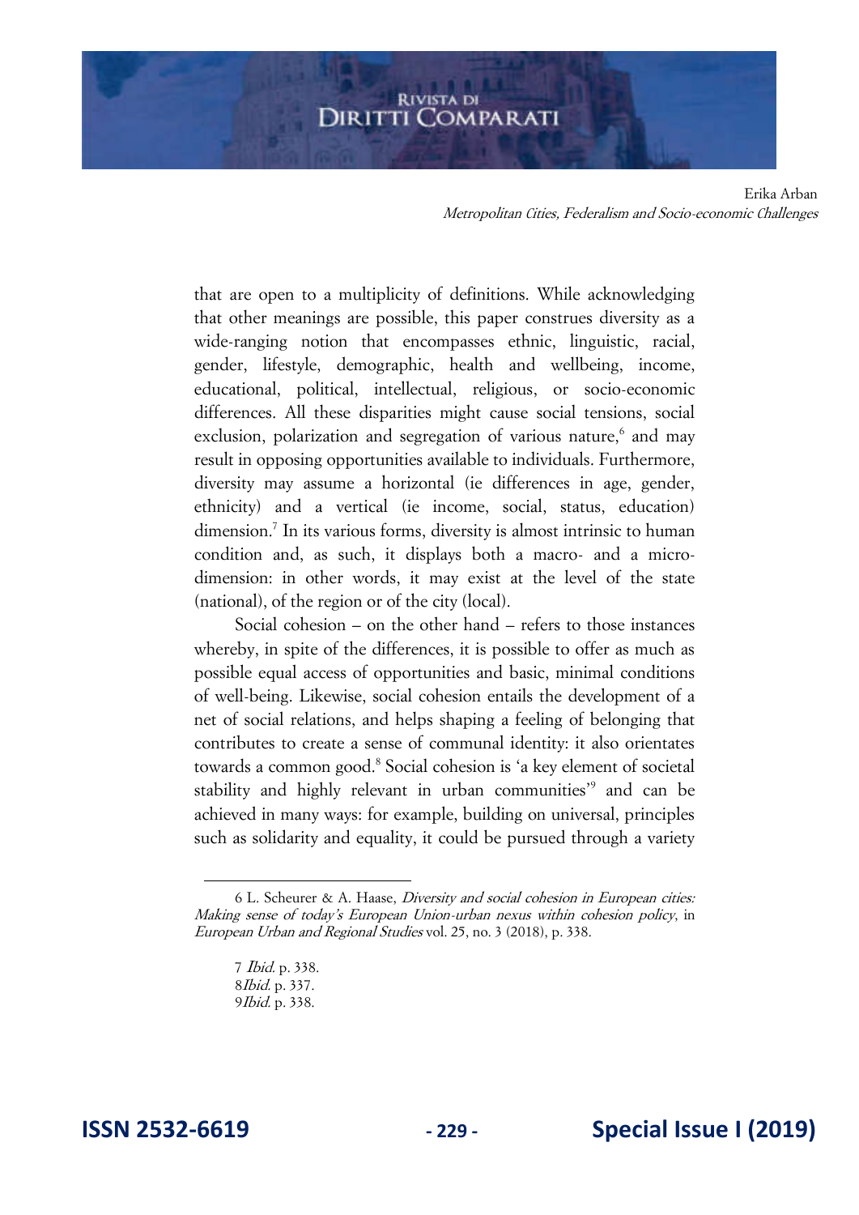that are open to a multiplicity of definitions. While acknowledging that other meanings are possible, this paper construes diversity as a wide-ranging notion that encompasses ethnic, linguistic, racial, gender, lifestyle, demographic, health and wellbeing, income, educational, political, intellectual, religious, or socio-economic differences. All these disparities might cause social tensions, social exclusion, polarization and segregation of various nature,[6] and may result in opposing opportunities available to individuals. Furthermore, diversity may assume a horizontal (ie differences in age, gender, ethnicity) and a vertical (ie income, social, status, education) dimension.[7] In its various forms, diversity is almost intrinsic to human condition and, as such, it displays both a macro- and a micro-dimension: in other words, it may exist at the level of the state (national), of the region or of the city (local).

Social cohesion – on the other hand – refers to those instances whereby, in spite of the differences, it is possible to offer as much as possible equal access of opportunities and basic, minimal conditions of well-being. Likewise, social cohesion entails the development of a net of social relations, and helps shaping a feeling of belonging that contributes to create a sense of communal identity: it also orientates towards a common good.[8] Social cohesion is 'a key element of societal stability and highly relevant in urban communities'[9] and can be achieved in many ways: for example, building on universal, principles such as solidarity and equality, it could be pursued through a variety

---

6 L. Scheurer & A. Haase, *Diversity and social cohesion in European cities: Making sense of today's European Union-urban nexus within cohesion policy*, in *European Urban and Regional Studies* vol. 25, no. 3 (2018), p. 338.

7 *Ibid.* p. 338.

8 *Ibid.* p. 337.

9 *Ibid.* p. 338.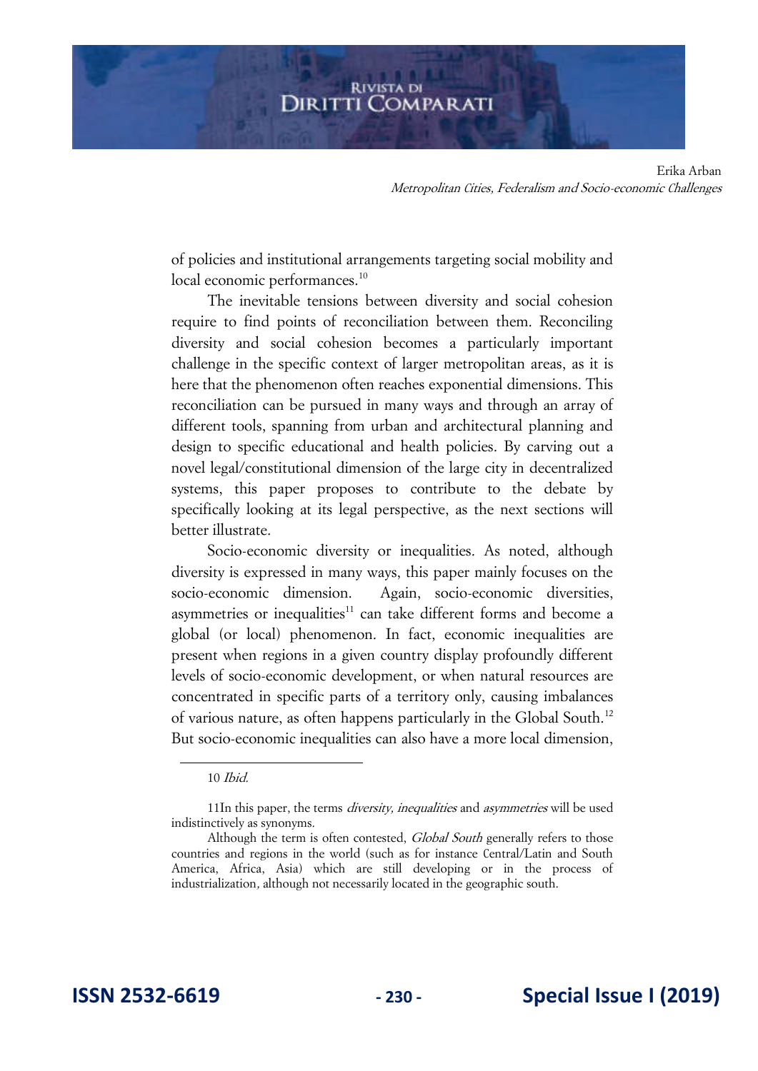of policies and institutional arrangements targeting social mobility and local economic performances.[10]

The inevitable tensions between diversity and social cohesion require to find points of reconciliation between them. Reconciling diversity and social cohesion becomes a particularly important challenge in the specific context of larger metropolitan areas, as it is here that the phenomenon often reaches exponential dimensions. This reconciliation can be pursued in many ways and through an array of different tools, spanning from urban and architectural planning and design to specific educational and health policies. By carving out a novel legal/constitutional dimension of the large city in decentralized systems, this paper proposes to contribute to the debate by specifically looking at its legal perspective, as the next sections will better illustrate.

Socio-economic diversity or inequalities. As noted, although diversity is expressed in many ways, this paper mainly focuses on the socio-economic dimension. Again, socio-economic diversities, asymmetries or inequalities[11] can take different forms and become a global (or local) phenomenon. In fact, economic inequalities are present when regions in a given country display profoundly different levels of socio-economic development, or when natural resources are concentrated in specific parts of a territory only, causing imbalances of various nature, as often happens particularly in the Global South.[12] But socio-economic inequalities can also have a more local dimension,

---

10 *Ibid.*

11In this paper, the terms *diversity, inequalities* and *asymmetries* will be used indistinctively as synonyms.

Although the term is often contested, *Global South* generally refers to those countries and regions in the world (such as for instance Central/Latin and South America, Africa, Asia) which are still developing or in the process of industrialization, although not necessarily located in the geographic south.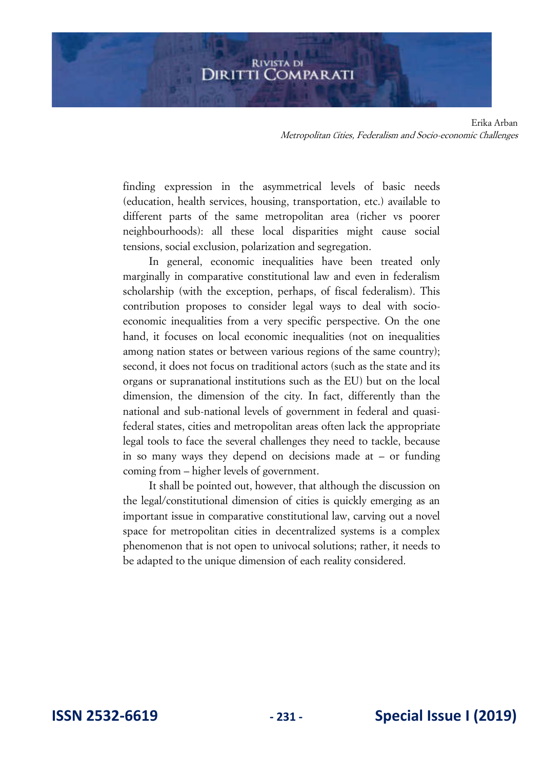finding expression in the asymmetrical levels of basic needs (education, health services, housing, transportation, etc.) available to different parts of the same metropolitan area (richer vs poorer neighbourhoods): all these local disparities might cause social tensions, social exclusion, polarization and segregation.

In general, economic inequalities have been treated only marginally in comparative constitutional law and even in federalism scholarship (with the exception, perhaps, of fiscal federalism). This contribution proposes to consider legal ways to deal with socio-economic inequalities from a very specific perspective. On the one hand, it focuses on local economic inequalities (not on inequalities among nation states or between various regions of the same country); second, it does not focus on traditional actors (such as the state and its organs or supranational institutions such as the EU) but on the local dimension, the dimension of the city. In fact, differently than the national and sub-national levels of government in federal and quasi-federal states, cities and metropolitan areas often lack the appropriate legal tools to face the several challenges they need to tackle, because in so many ways they depend on decisions made at – or funding coming from – higher levels of government.

It shall be pointed out, however, that although the discussion on the legal/constitutional dimension of cities is quickly emerging as an important issue in comparative constitutional law, carving out a novel space for metropolitan cities in decentralized systems is a complex phenomenon that is not open to univocal solutions; rather, it needs to be adapted to the unique dimension of each reality considered.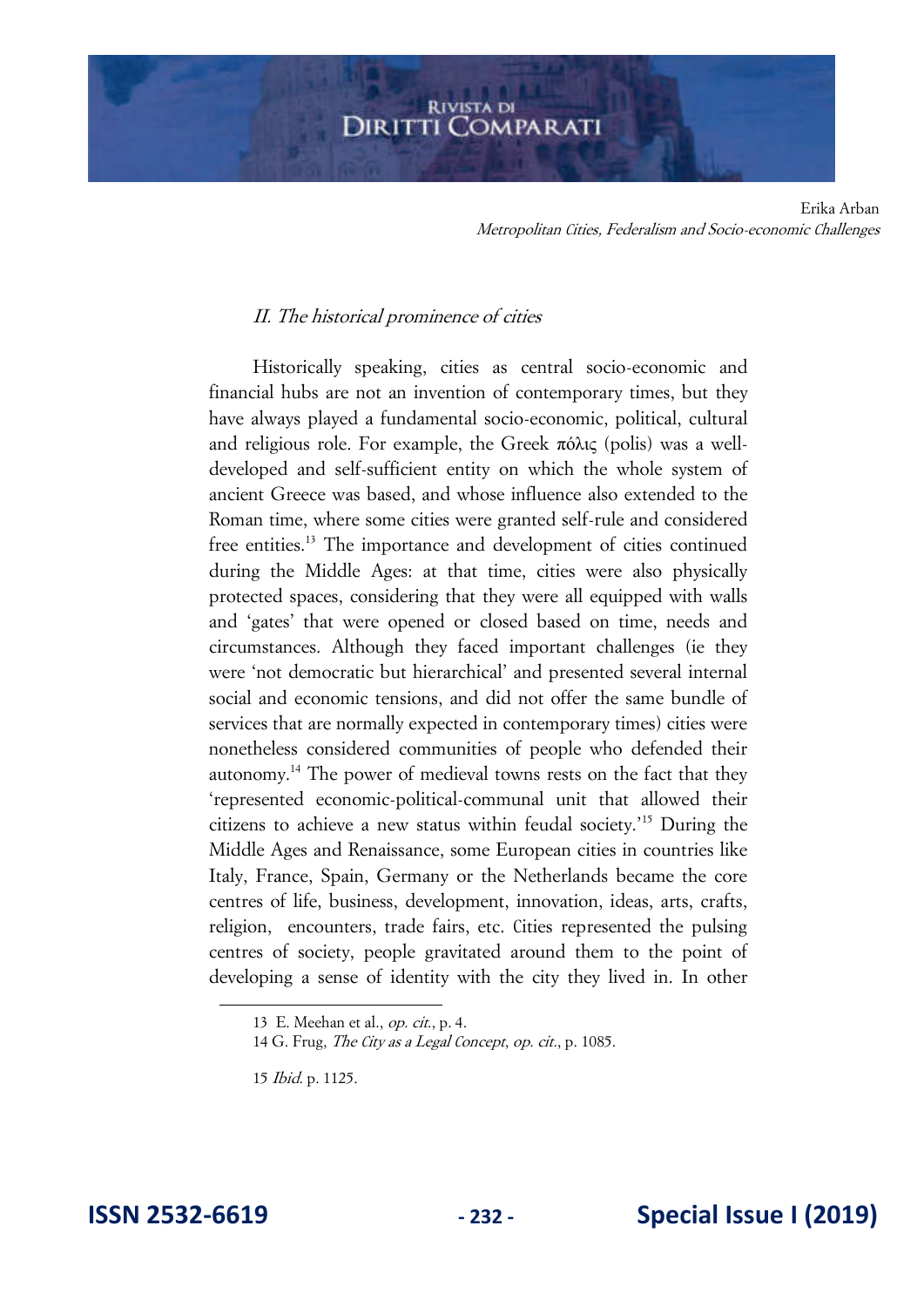## *II. The historical prominence of cities*

Historically speaking, cities as central socio-economic and financial hubs are not an invention of contemporary times, but they have always played a fundamental socio-economic, political, cultural and religious role. For example, the Greek πόλις (polis) was a well-developed and self-sufficient entity on which the whole system of ancient Greece was based, and whose influence also extended to the Roman time, where some cities were granted self-rule and considered free entities.[13] The importance and development of cities continued during the Middle Ages: at that time, cities were also physically protected spaces, considering that they were all equipped with walls and 'gates' that were opened or closed based on time, needs and circumstances. Although they faced important challenges (ie they were 'not democratic but hierarchical' and presented several internal social and economic tensions, and did not offer the same bundle of services that are normally expected in contemporary times) cities were nonetheless considered communities of people who defended their autonomy.[14] The power of medieval towns rests on the fact that they 'represented economic-political-communal unit that allowed their citizens to achieve a new status within feudal society.'[15] During the Middle Ages and Renaissance, some European cities in countries like Italy, France, Spain, Germany or the Netherlands became the core centres of life, business, development, innovation, ideas, arts, crafts, religion, encounters, trade fairs, etc. Cities represented the pulsing centres of society, people gravitated around them to the point of developing a sense of identity with the city they lived in. In other

---

13 E. Meehan et al., *op. cit.*, p. 4.

14 G. Frug, *The City as a Legal Concept*, *op. cit.*, p. 1085.

15 *Ibid.* p. 1125.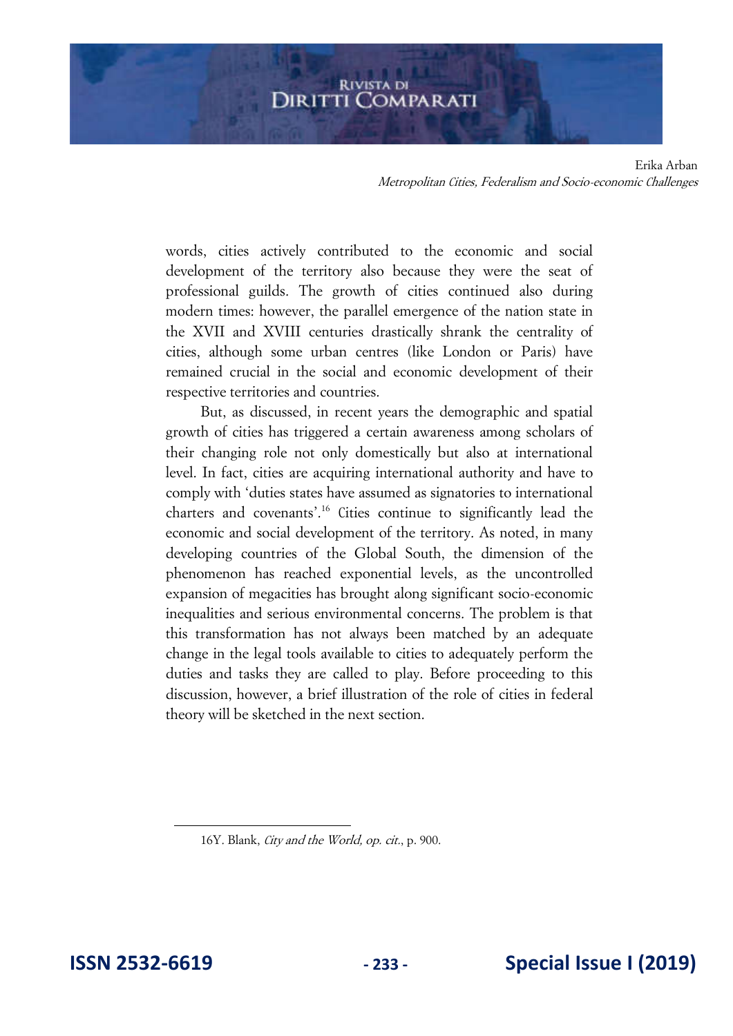words, cities actively contributed to the economic and social development of the territory also because they were the seat of professional guilds. The growth of cities continued also during modern times: however, the parallel emergence of the nation state in the XVII and XVIII centuries drastically shrank the centrality of cities, although some urban centres (like London or Paris) have remained crucial in the social and economic development of their respective territories and countries.

But, as discussed, in recent years the demographic and spatial growth of cities has triggered a certain awareness among scholars of their changing role not only domestically but also at international level. In fact, cities are acquiring international authority and have to comply with 'duties states have assumed as signatories to international charters and covenants'.[16] Cities continue to significantly lead the economic and social development of the territory. As noted, in many developing countries of the Global South, the dimension of the phenomenon has reached exponential levels, as the uncontrolled expansion of megacities has brought along significant socio-economic inequalities and serious environmental concerns. The problem is that this transformation has not always been matched by an adequate change in the legal tools available to cities to adequately perform the duties and tasks they are called to play. Before proceeding to this discussion, however, a brief illustration of the role of cities in federal theory will be sketched in the next section.

---

16Y. Blank, *City and the World, op. cit.*, p. 900.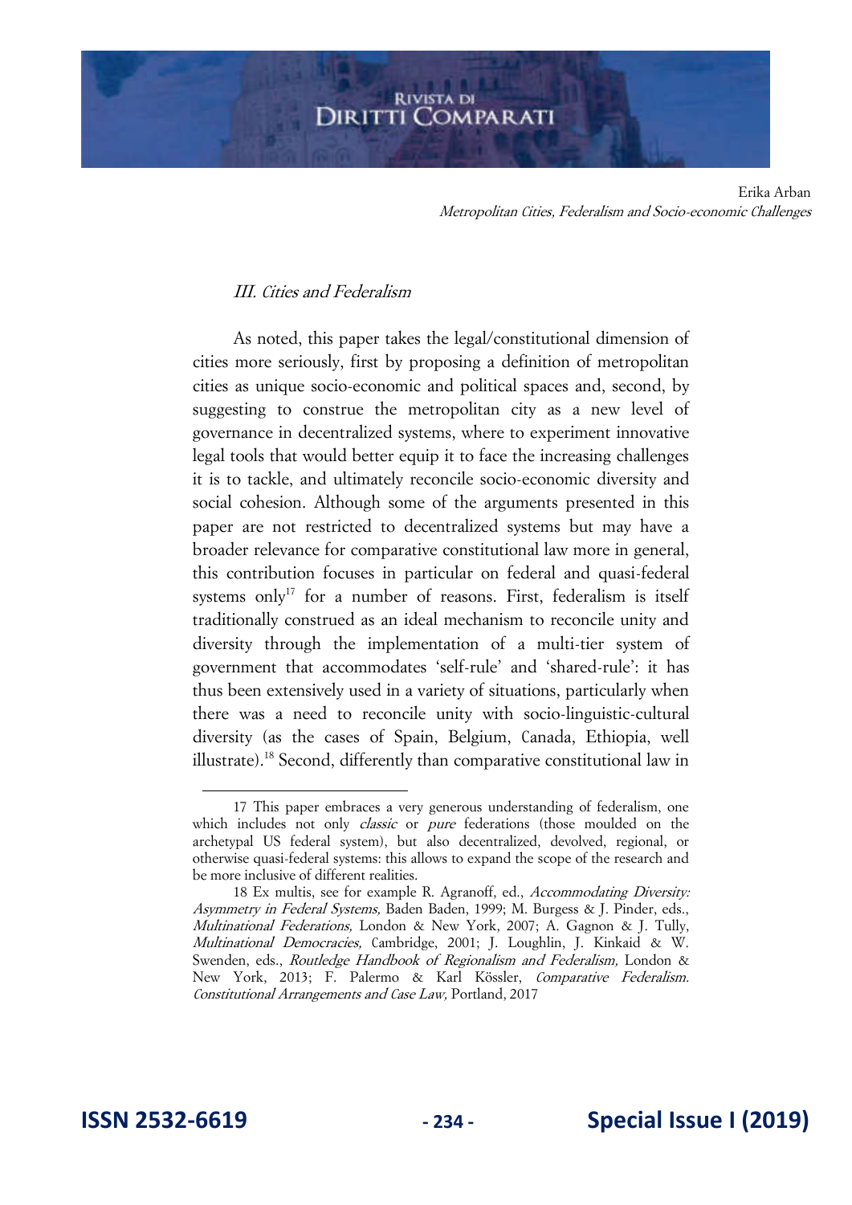### *III. Cities and Federalism*

As noted, this paper takes the legal/constitutional dimension of cities more seriously, first by proposing a definition of metropolitan cities as unique socio-economic and political spaces and, second, by suggesting to construe the metropolitan city as a new level of governance in decentralized systems, where to experiment innovative legal tools that would better equip it to face the increasing challenges it is to tackle, and ultimately reconcile socio-economic diversity and social cohesion. Although some of the arguments presented in this paper are not restricted to decentralized systems but may have a broader relevance for comparative constitutional law more in general, this contribution focuses in particular on federal and quasi-federal systems only[17] for a number of reasons. First, federalism is itself traditionally construed as an ideal mechanism to reconcile unity and diversity through the implementation of a multi-tier system of government that accommodates 'self-rule' and 'shared-rule': it has thus been extensively used in a variety of situations, particularly when there was a need to reconcile unity with socio-linguistic-cultural diversity (as the cases of Spain, Belgium, Canada, Ethiopia, well illustrate).[18] Second, differently than comparative constitutional law in

---

17 This paper embraces a very generous understanding of federalism, one which includes not only *classic* or *pure* federations (those moulded on the archetypal US federal system), but also decentralized, devolved, regional, or otherwise quasi-federal systems: this allows to expand the scope of the research and be more inclusive of different realities.

18 Ex multis, see for example R. Agranoff, ed., *Accommodating Diversity: Asymmetry in Federal Systems,* Baden Baden, 1999; M. Burgess & J. Pinder, eds., *Multinational Federations,* London & New York, 2007; A. Gagnon & J. Tully, *Multinational Democracies,* Cambridge, 2001; J. Loughlin, J. Kinkaid & W. Swenden, eds., *Routledge Handbook of Regionalism and Federalism,* London & New York, 2013; F. Palermo & Karl Kössler, *Comparative Federalism. Constitutional Arrangements and Case Law,* Portland, 2017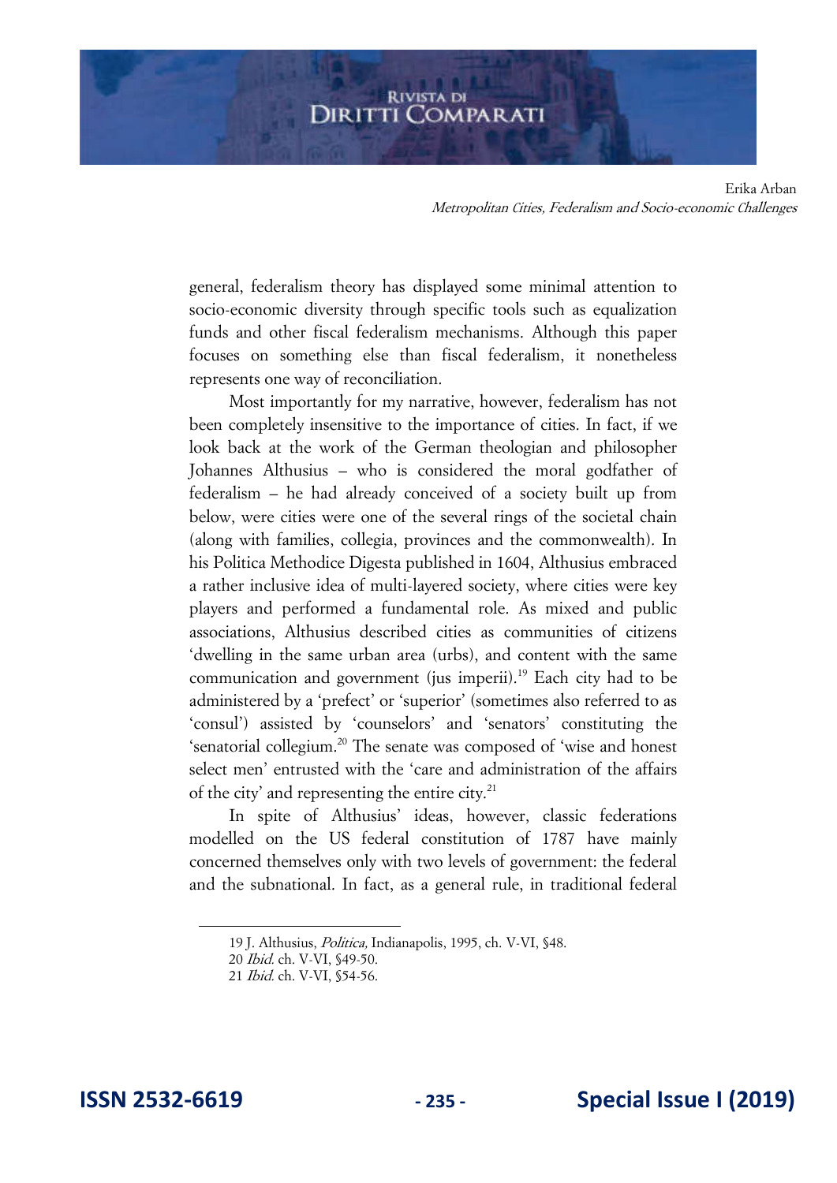general, federalism theory has displayed some minimal attention to socio-economic diversity through specific tools such as equalization funds and other fiscal federalism mechanisms. Although this paper focuses on something else than fiscal federalism, it nonetheless represents one way of reconciliation.

Most importantly for my narrative, however, federalism has not been completely insensitive to the importance of cities. In fact, if we look back at the work of the German theologian and philosopher Johannes Althusius – who is considered the moral godfather of federalism – he had already conceived of a society built up from below, were cities were one of the several rings of the societal chain (along with families, collegia, provinces and the commonwealth). In his Politica Methodice Digesta published in 1604, Althusius embraced a rather inclusive idea of multi-layered society, where cities were key players and performed a fundamental role. As mixed and public associations, Althusius described cities as communities of citizens 'dwelling in the same urban area (urbs), and content with the same communication and government (jus imperii).[19] Each city had to be administered by a 'prefect' or 'superior' (sometimes also referred to as 'consul') assisted by 'counselors' and 'senators' constituting the 'senatorial collegium.[20] The senate was composed of 'wise and honest select men' entrusted with the 'care and administration of the affairs of the city' and representing the entire city.[21]

In spite of Althusius' ideas, however, classic federations modelled on the US federal constitution of 1787 have mainly concerned themselves only with two levels of government: the federal and the subnational. In fact, as a general rule, in traditional federal

---

19 J. Althusius, *Politica,* Indianapolis, 1995, ch. V-VI, §48.
20 *Ibid.* ch. V-VI, §49-50.
21 *Ibid.* ch. V-VI, §54-56.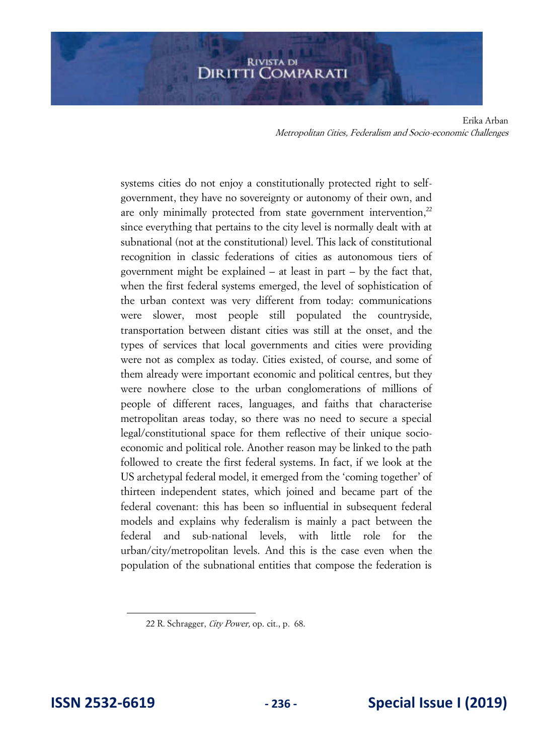systems cities do not enjoy a constitutionally protected right to self-government, they have no sovereignty or autonomy of their own, and are only minimally protected from state government intervention,[22] since everything that pertains to the city level is normally dealt with at subnational (not at the constitutional) level. This lack of constitutional recognition in classic federations of cities as autonomous tiers of government might be explained – at least in part – by the fact that, when the first federal systems emerged, the level of sophistication of the urban context was very different from today: communications were slower, most people still populated the countryside, transportation between distant cities was still at the onset, and the types of services that local governments and cities were providing were not as complex as today. Cities existed, of course, and some of them already were important economic and political centres, but they were nowhere close to the urban conglomerations of millions of people of different races, languages, and faiths that characterise metropolitan areas today, so there was no need to secure a special legal/constitutional space for them reflective of their unique socio-economic and political role. Another reason may be linked to the path followed to create the first federal systems. In fact, if we look at the US archetypal federal model, it emerged from the 'coming together' of thirteen independent states, which joined and became part of the federal covenant: this has been so influential in subsequent federal models and explains why federalism is mainly a pact between the federal and sub-national levels, with little role for the urban/city/metropolitan levels. And this is the case even when the population of the subnational entities that compose the federation is

22 R. Schragger, *City Power,* op. cit., p. 68.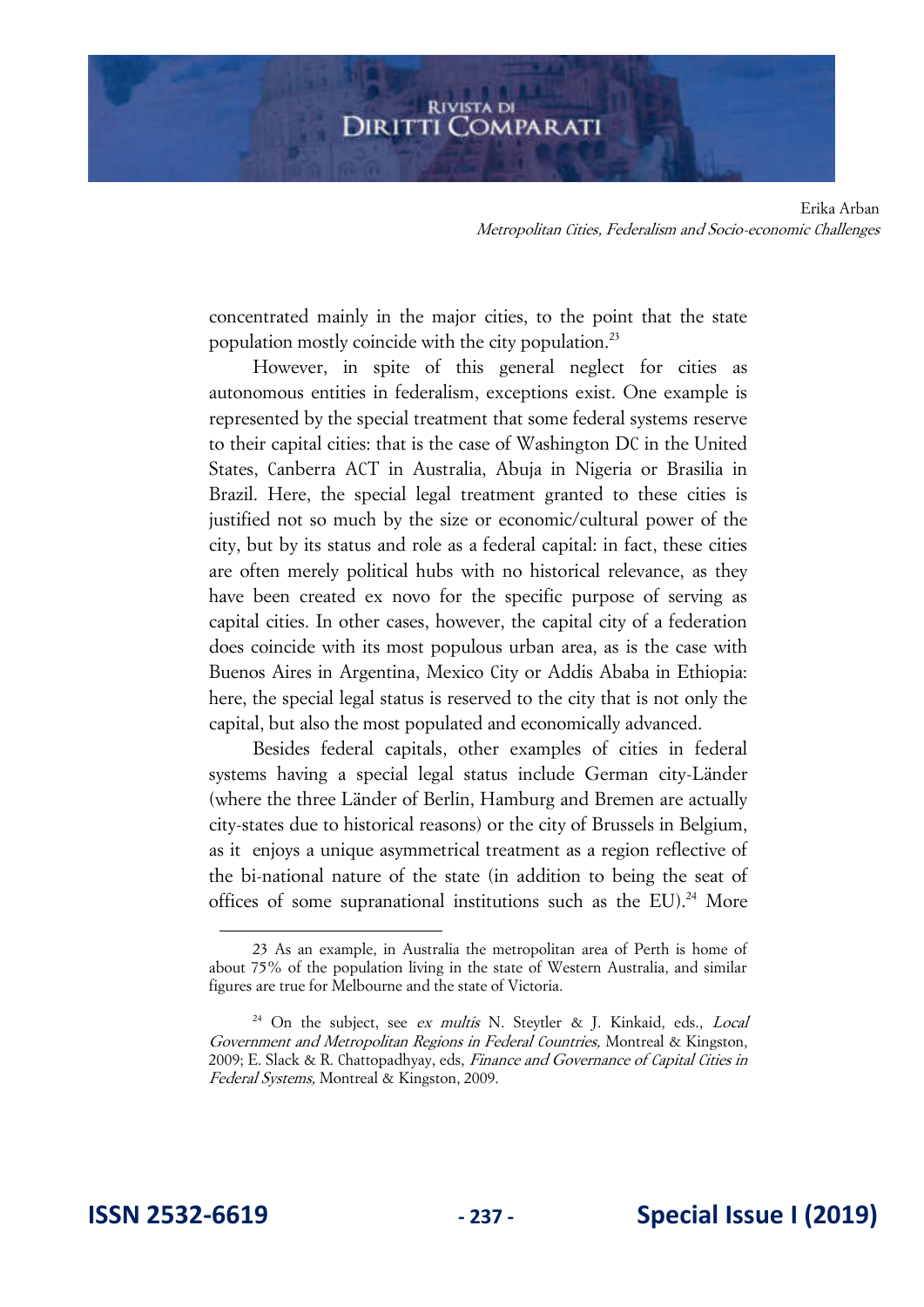concentrated mainly in the major cities, to the point that the state population mostly coincide with the city population.[23]

However, in spite of this general neglect for cities as autonomous entities in federalism, exceptions exist. One example is represented by the special treatment that some federal systems reserve to their capital cities: that is the case of Washington DC in the United States, Canberra ACT in Australia, Abuja in Nigeria or Brasilia in Brazil. Here, the special legal treatment granted to these cities is justified not so much by the size or economic/cultural power of the city, but by its status and role as a federal capital: in fact, these cities are often merely political hubs with no historical relevance, as they have been created ex novo for the specific purpose of serving as capital cities. In other cases, however, the capital city of a federation does coincide with its most populous urban area, as is the case with Buenos Aires in Argentina, Mexico City or Addis Ababa in Ethiopia: here, the special legal status is reserved to the city that is not only the capital, but also the most populated and economically advanced.

Besides federal capitals, other examples of cities in federal systems having a special legal status include German city-Länder (where the three Länder of Berlin, Hamburg and Bremen are actually city-states due to historical reasons) or the city of Brussels in Belgium, as it enjoys a unique asymmetrical treatment as a region reflective of the bi-national nature of the state (in addition to being the seat of offices of some supranational institutions such as the EU).[24] More

---

23 As an example, in Australia the metropolitan area of Perth is home of about 75% of the population living in the state of Western Australia, and similar figures are true for Melbourne and the state of Victoria.

24 On the subject, see *ex multis* N. Steytler & J. Kinkaid, eds., *Local Government and Metropolitan Regions in Federal Countries,* Montreal & Kingston, 2009; E. Slack & R. Chattopadhyay, eds, *Finance and Governance of Capital Cities in Federal Systems,* Montreal & Kingston, 2009.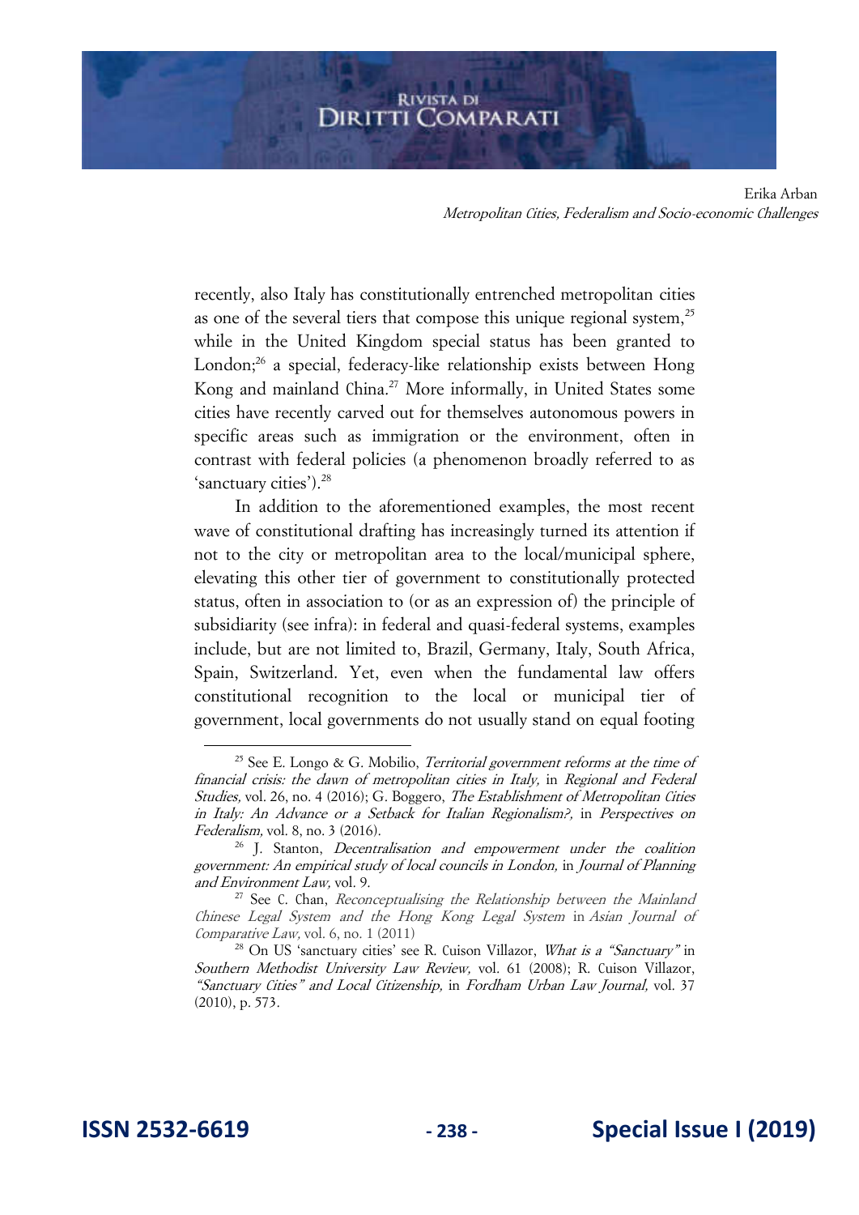recently, also Italy has constitutionally entrenched metropolitan cities as one of the several tiers that compose this unique regional system,[25] while in the United Kingdom special status has been granted to London;[26] a special, federacy-like relationship exists between Hong Kong and mainland China.[27] More informally, in United States some cities have recently carved out for themselves autonomous powers in specific areas such as immigration or the environment, often in contrast with federal policies (a phenomenon broadly referred to as 'sanctuary cities').[28]

In addition to the aforementioned examples, the most recent wave of constitutional drafting has increasingly turned its attention if not to the city or metropolitan area to the local/municipal sphere, elevating this other tier of government to constitutionally protected status, often in association to (or as an expression of) the principle of subsidiarity (see infra): in federal and quasi-federal systems, examples include, but are not limited to, Brazil, Germany, Italy, South Africa, Spain, Switzerland. Yet, even when the fundamental law offers constitutional recognition to the local or municipal tier of government, local governments do not usually stand on equal footing

---

[25] See E. Longo & G. Mobilio, *Territorial government reforms at the time of financial crisis: the dawn of metropolitan cities in Italy,* in *Regional and Federal Studies,* vol. 26, no. 4 (2016); G. Boggero, *The Establishment of Metropolitan Cities in Italy: An Advance or a Setback for Italian Regionalism?,* in *Perspectives on Federalism,* vol. 8, no. 3 (2016).

[26] J. Stanton, *Decentralisation and empowerment under the coalition government: An empirical study of local councils in London,* in *Journal of Planning and Environment Law,* vol. 9.

[27] See C. Chan, *Reconceptualising the Relationship between the Mainland Chinese Legal System and the Hong Kong Legal System* in *Asian Journal of Comparative Law,* vol. 6, no. 1 (2011)

[28] On US 'sanctuary cities' see R. Cuison Villazor, *What is a "Sanctuary"* in *Southern Methodist University Law Review,* vol. 61 (2008); R. Cuison Villazor, *"Sanctuary Cities" and Local Citizenship,* in *Fordham Urban Law Journal,* vol. 37 (2010), p. 573.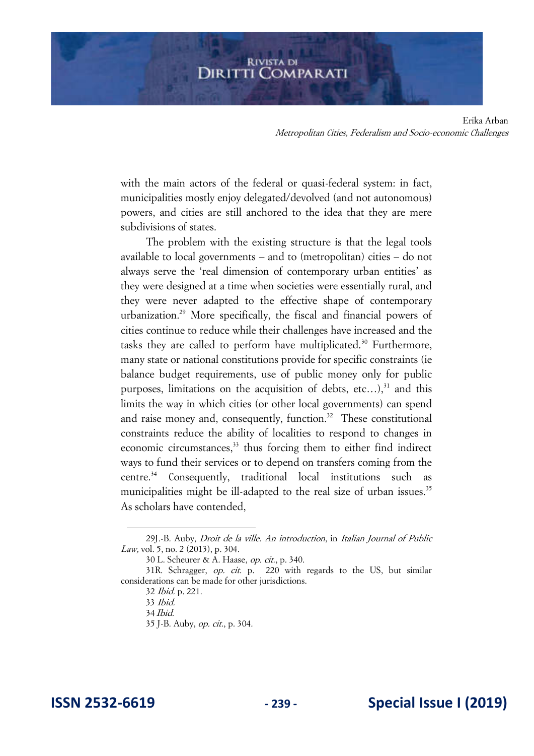with the main actors of the federal or quasi-federal system: in fact, municipalities mostly enjoy delegated/devolved (and not autonomous) powers, and cities are still anchored to the idea that they are mere subdivisions of states.

The problem with the existing structure is that the legal tools available to local governments – and to (metropolitan) cities – do not always serve the 'real dimension of contemporary urban entities' as they were designed at a time when societies were essentially rural, and they were never adapted to the effective shape of contemporary urbanization.[29] More specifically, the fiscal and financial powers of cities continue to reduce while their challenges have increased and the tasks they are called to perform have multiplicated.[30] Furthermore, many state or national constitutions provide for specific constraints (ie balance budget requirements, use of public money only for public purposes, limitations on the acquisition of debts, etc…),[31] and this limits the way in which cities (or other local governments) can spend and raise money and, consequently, function.[32] These constitutional constraints reduce the ability of localities to respond to changes in economic circumstances,[33] thus forcing them to either find indirect ways to fund their services or to depend on transfers coming from the centre.[34] Consequently, traditional local institutions such as municipalities might be ill-adapted to the real size of urban issues.[35] As scholars have contended,

---

29J.-B. Auby, *Droit de la ville. An introduction*, in *Italian Journal of Public Law,* vol. 5, no. 2 (2013), p. 304.

30 L. Scheurer & A. Haase, *op. cit.*, p. 340.

31R. Schragger, *op. cit.* p. 220 with regards to the US, but similar considerations can be made for other jurisdictions.

32 *Ibid.* p. 221.

33 *Ibid.*

34 *Ibid.*

35 J-B. Auby, *op. cit.*, p. 304.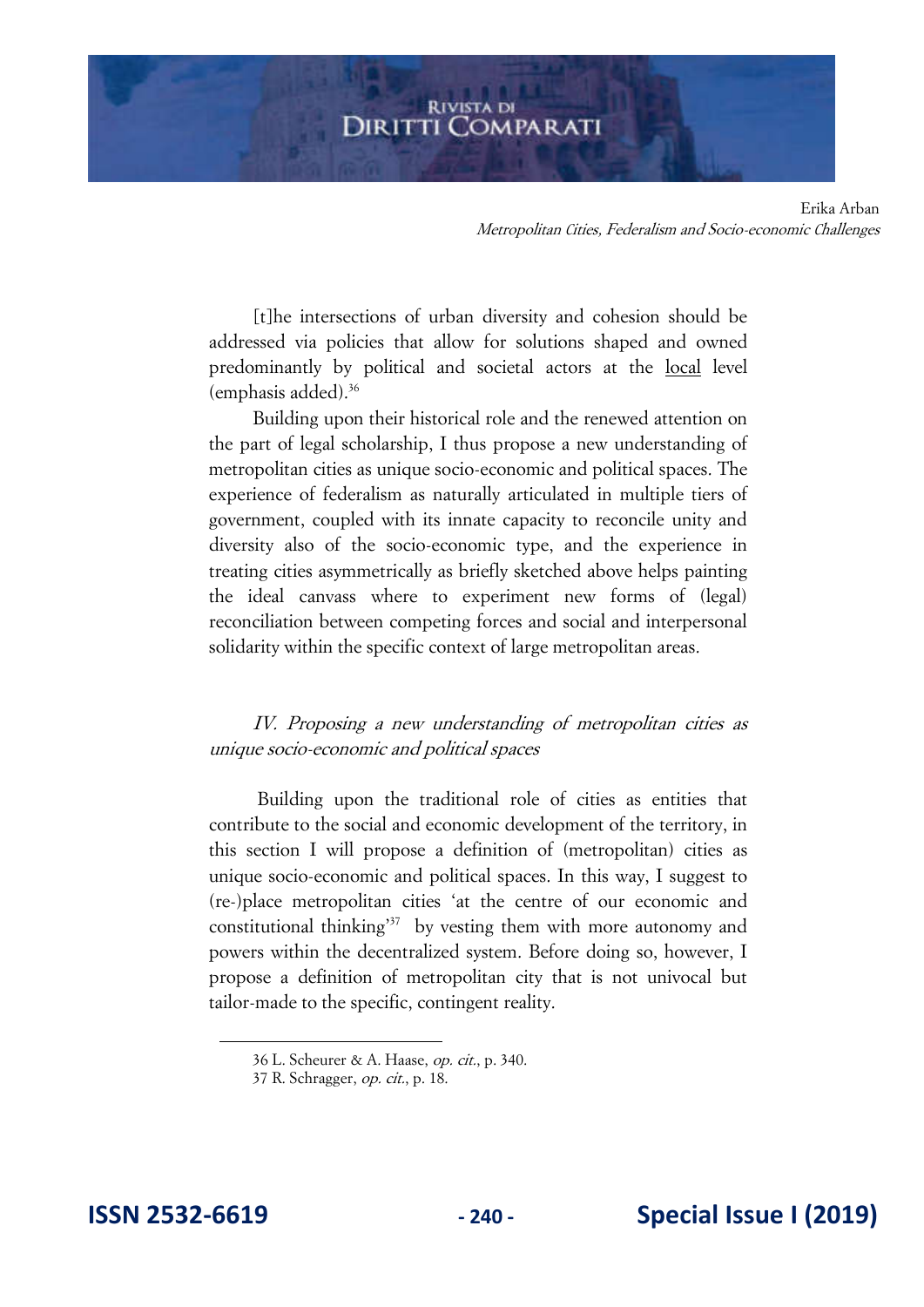[t]he intersections of urban diversity and cohesion should be addressed via policies that allow for solutions shaped and owned predominantly by political and societal actors at the <u>local</u> level (emphasis added).[36]

Building upon their historical role and the renewed attention on the part of legal scholarship, I thus propose a new understanding of metropolitan cities as unique socio-economic and political spaces. The experience of federalism as naturally articulated in multiple tiers of government, coupled with its innate capacity to reconcile unity and diversity also of the socio-economic type, and the experience in treating cities asymmetrically as briefly sketched above helps painting the ideal canvass where to experiment new forms of (legal) reconciliation between competing forces and social and interpersonal solidarity within the specific context of large metropolitan areas.

## *IV. Proposing a new understanding of metropolitan cities as unique socio-economic and political spaces*

Building upon the traditional role of cities as entities that contribute to the social and economic development of the territory, in this section I will propose a definition of (metropolitan) cities as unique socio-economic and political spaces. In this way, I suggest to (re-)place metropolitan cities 'at the centre of our economic and constitutional thinking'[37] by vesting them with more autonomy and powers within the decentralized system. Before doing so, however, I propose a definition of metropolitan city that is not univocal but tailor-made to the specific, contingent reality.

---

36 L. Scheurer & A. Haase, *op. cit.*, p. 340.

37 R. Schragger, *op. cit.*, p. 18.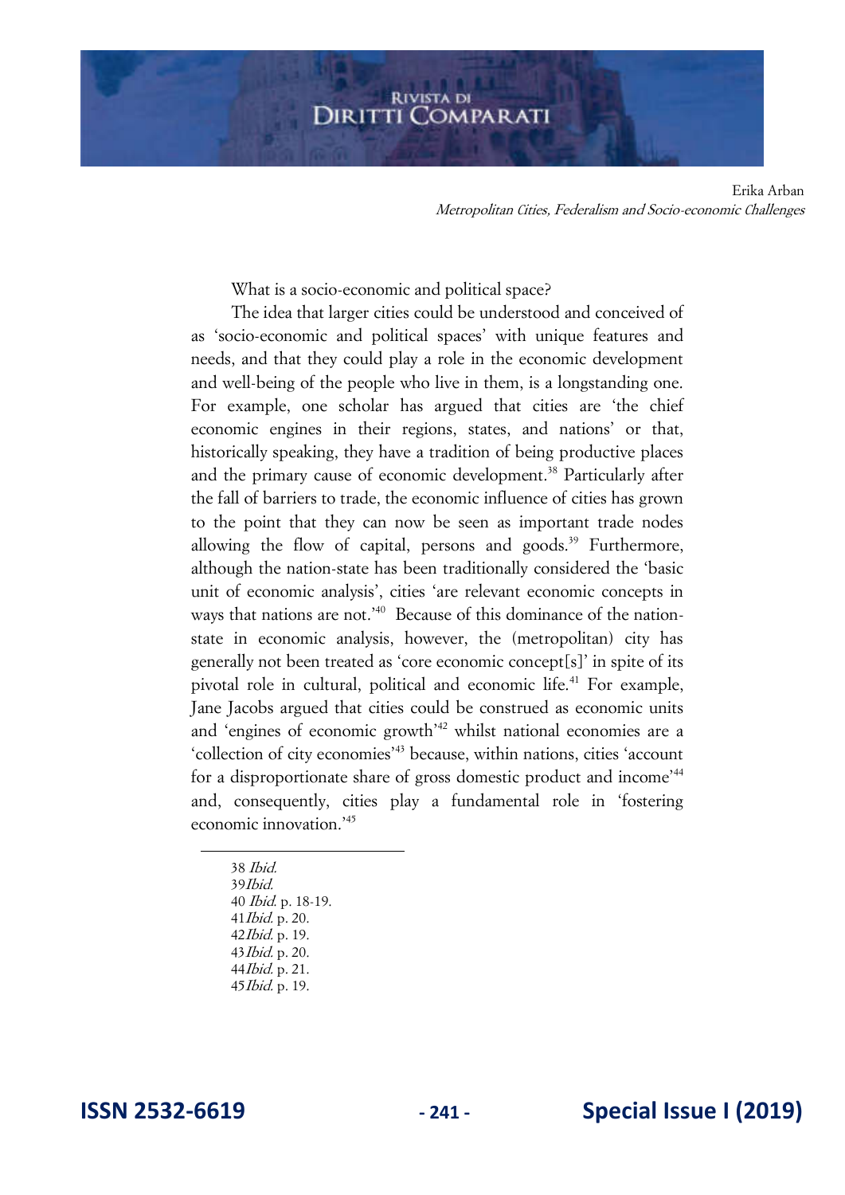What is a socio-economic and political space?

The idea that larger cities could be understood and conceived of as 'socio-economic and political spaces' with unique features and needs, and that they could play a role in the economic development and well-being of the people who live in them, is a longstanding one. For example, one scholar has argued that cities are 'the chief economic engines in their regions, states, and nations' or that, historically speaking, they have a tradition of being productive places and the primary cause of economic development.[38] Particularly after the fall of barriers to trade, the economic influence of cities has grown to the point that they can now be seen as important trade nodes allowing the flow of capital, persons and goods.[39] Furthermore, although the nation-state has been traditionally considered the 'basic unit of economic analysis', cities 'are relevant economic concepts in ways that nations are not.'[40] Because of this dominance of the nation-state in economic analysis, however, the (metropolitan) city has generally not been treated as 'core economic concept[s]' in spite of its pivotal role in cultural, political and economic life.[41] For example, Jane Jacobs argued that cities could be construed as economic units and 'engines of economic growth'[42] whilst national economies are a 'collection of city economies'[43] because, within nations, cities 'account for a disproportionate share of gross domestic product and income'[44] and, consequently, cities play a fundamental role in 'fostering economic innovation.'[45]

---

38 *Ibid.*
39 *Ibid.*
40 *Ibid.* p. 18-19.
41 *Ibid.* p. 20.
42 *Ibid.* p. 19.
43 *Ibid.* p. 20.
44 *Ibid.* p. 21.
45 *Ibid.* p. 19.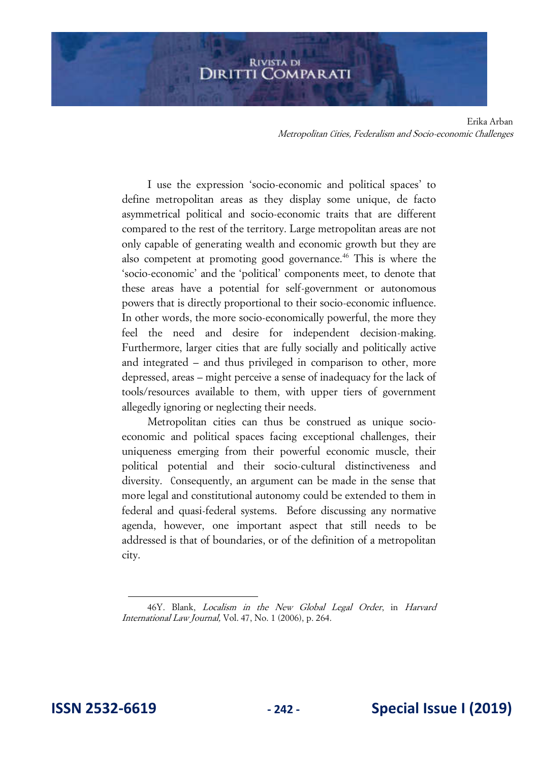I use the expression 'socio-economic and political spaces' to define metropolitan areas as they display some unique, de facto asymmetrical political and socio-economic traits that are different compared to the rest of the territory. Large metropolitan areas are not only capable of generating wealth and economic growth but they are also competent at promoting good governance.[46] This is where the 'socio-economic' and the 'political' components meet, to denote that these areas have a potential for self-government or autonomous powers that is directly proportional to their socio-economic influence. In other words, the more socio-economically powerful, the more they feel the need and desire for independent decision-making. Furthermore, larger cities that are fully socially and politically active and integrated – and thus privileged in comparison to other, more depressed, areas – might perceive a sense of inadequacy for the lack of tools/resources available to them, with upper tiers of government allegedly ignoring or neglecting their needs.

Metropolitan cities can thus be construed as unique socio-economic and political spaces facing exceptional challenges, their uniqueness emerging from their powerful economic muscle, their political potential and their socio-cultural distinctiveness and diversity. Consequently, an argument can be made in the sense that more legal and constitutional autonomy could be extended to them in federal and quasi-federal systems. Before discussing any normative agenda, however, one important aspect that still needs to be addressed is that of boundaries, or of the definition of a metropolitan city.

---

46Y. Blank, *Localism in the New Global Legal Order*, in *Harvard International Law Journal,* Vol. 47, No. 1 (2006), p. 264.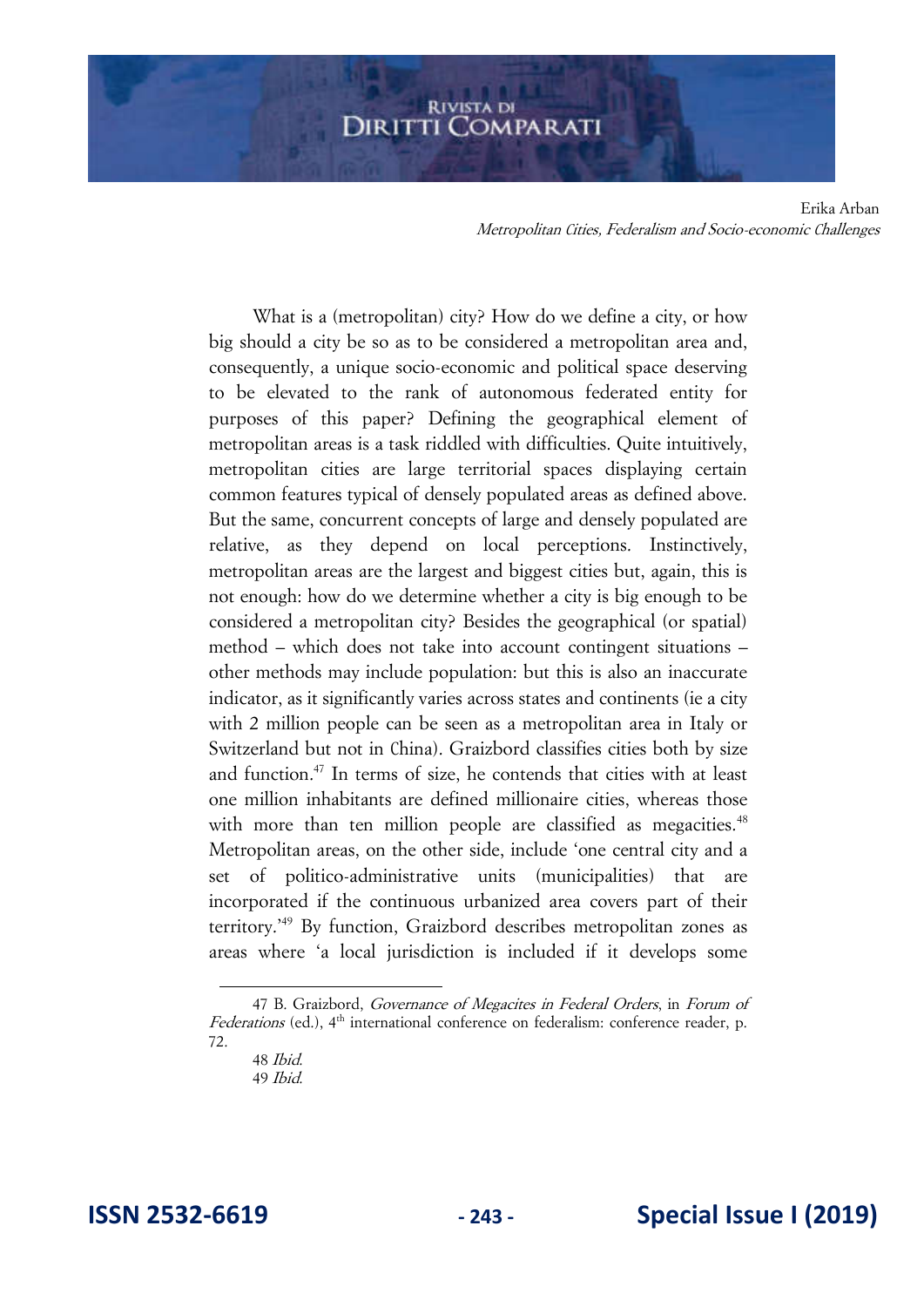What is a (metropolitan) city? How do we define a city, or how big should a city be so as to be considered a metropolitan area and, consequently, a unique socio-economic and political space deserving to be elevated to the rank of autonomous federated entity for purposes of this paper? Defining the geographical element of metropolitan areas is a task riddled with difficulties. Quite intuitively, metropolitan cities are large territorial spaces displaying certain common features typical of densely populated areas as defined above. But the same, concurrent concepts of large and densely populated are relative, as they depend on local perceptions. Instinctively, metropolitan areas are the largest and biggest cities but, again, this is not enough: how do we determine whether a city is big enough to be considered a metropolitan city? Besides the geographical (or spatial) method – which does not take into account contingent situations – other methods may include population: but this is also an inaccurate indicator, as it significantly varies across states and continents (ie a city with 2 million people can be seen as a metropolitan area in Italy or Switzerland but not in China). Graizbord classifies cities both by size and function.[47] In terms of size, he contends that cities with at least one million inhabitants are defined millionaire cities, whereas those with more than ten million people are classified as megacities.[48] Metropolitan areas, on the other side, include 'one central city and a set of politico-administrative units (municipalities) that are incorporated if the continuous urbanized area covers part of their territory.'[49] By function, Graizbord describes metropolitan zones as areas where 'a local jurisdiction is included if it develops some

---

47 B. Graizbord, *Governance of Megacites in Federal Orders*, in *Forum of Federations* (ed.), 4th international conference on federalism: conference reader, p. 72.

48 *Ibid.*

49 *Ibid.*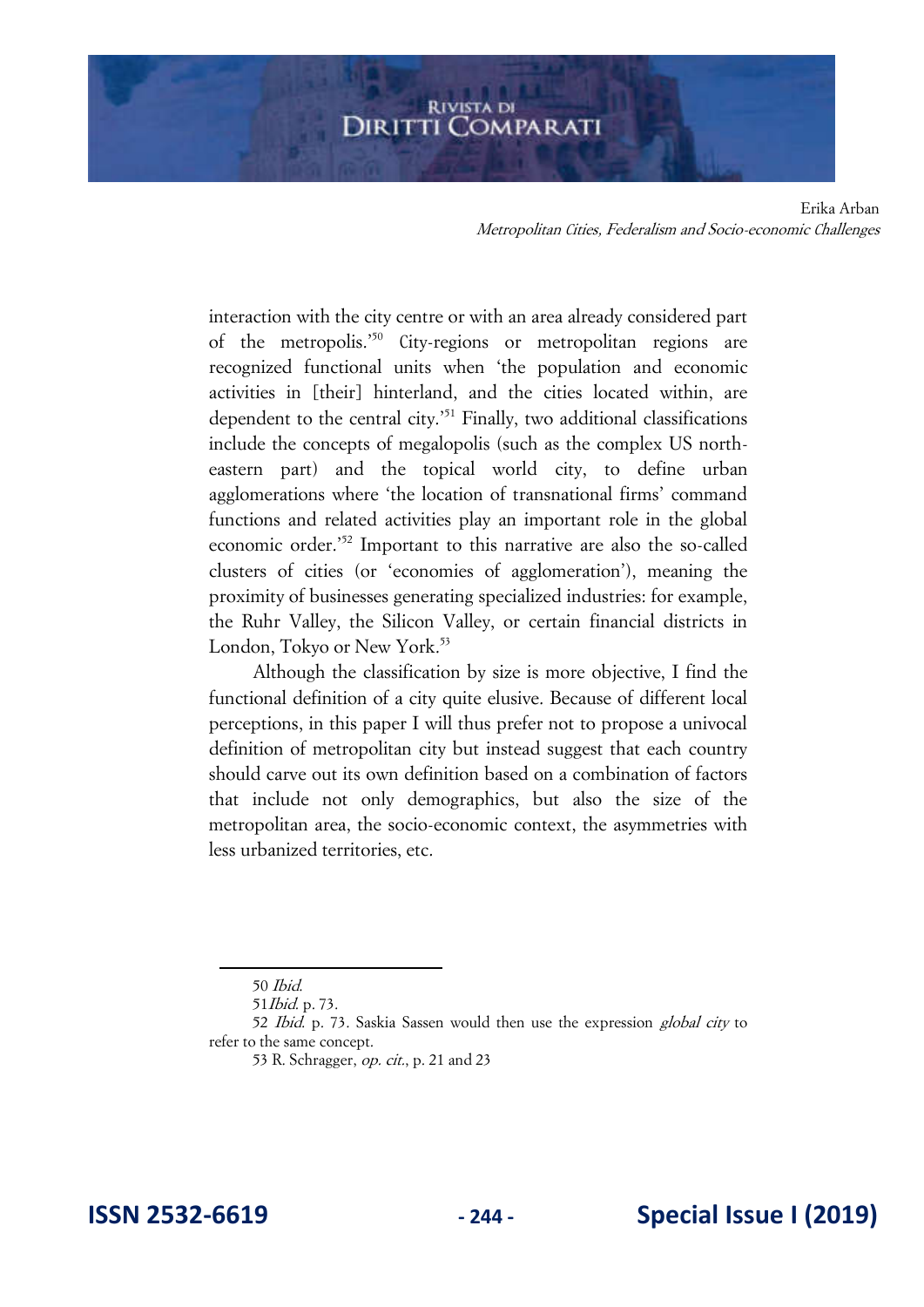interaction with the city centre or with an area already considered part of the metropolis.'[50] City-regions or metropolitan regions are recognized functional units when 'the population and economic activities in [their] hinterland, and the cities located within, are dependent to the central city.'[51] Finally, two additional classifications include the concepts of megalopolis (such as the complex US north-eastern part) and the topical world city, to define urban agglomerations where 'the location of transnational firms' command functions and related activities play an important role in the global economic order.'[52] Important to this narrative are also the so-called clusters of cities (or 'economies of agglomeration'), meaning the proximity of businesses generating specialized industries: for example, the Ruhr Valley, the Silicon Valley, or certain financial districts in London, Tokyo or New York.[53]

Although the classification by size is more objective, I find the functional definition of a city quite elusive. Because of different local perceptions, in this paper I will thus prefer not to propose a univocal definition of metropolitan city but instead suggest that each country should carve out its own definition based on a combination of factors that include not only demographics, but also the size of the metropolitan area, the socio-economic context, the asymmetries with less urbanized territories, etc.

---

50 *Ibid.*

51 *Ibid.* p. 73.

52 *Ibid.* p. 73. Saskia Sassen would then use the expression *global city* to refer to the same concept.

53 R. Schragger, *op. cit.*, p. 21 and 23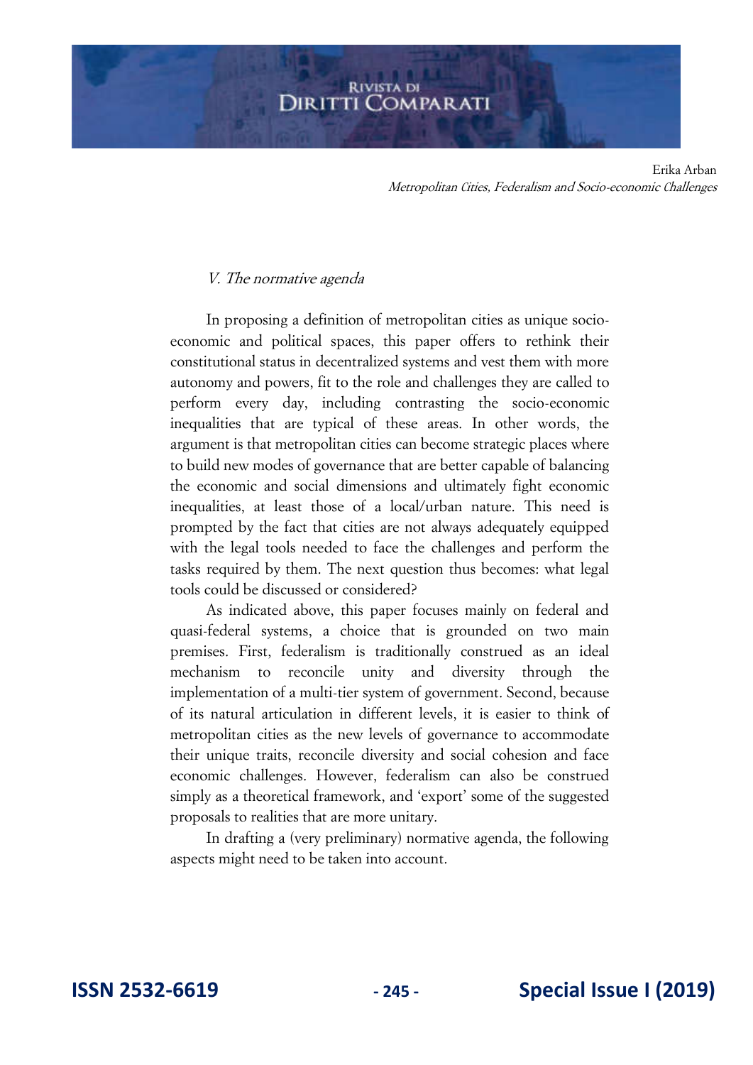### *V. The normative agenda*

In proposing a definition of metropolitan cities as unique socio-economic and political spaces, this paper offers to rethink their constitutional status in decentralized systems and vest them with more autonomy and powers, fit to the role and challenges they are called to perform every day, including contrasting the socio-economic inequalities that are typical of these areas. In other words, the argument is that metropolitan cities can become strategic places where to build new modes of governance that are better capable of balancing the economic and social dimensions and ultimately fight economic inequalities, at least those of a local/urban nature. This need is prompted by the fact that cities are not always adequately equipped with the legal tools needed to face the challenges and perform the tasks required by them. The next question thus becomes: what legal tools could be discussed or considered?

As indicated above, this paper focuses mainly on federal and quasi-federal systems, a choice that is grounded on two main premises. First, federalism is traditionally construed as an ideal mechanism to reconcile unity and diversity through the implementation of a multi-tier system of government. Second, because of its natural articulation in different levels, it is easier to think of metropolitan cities as the new levels of governance to accommodate their unique traits, reconcile diversity and social cohesion and face economic challenges. However, federalism can also be construed simply as a theoretical framework, and 'export' some of the suggested proposals to realities that are more unitary.

In drafting a (very preliminary) normative agenda, the following aspects might need to be taken into account.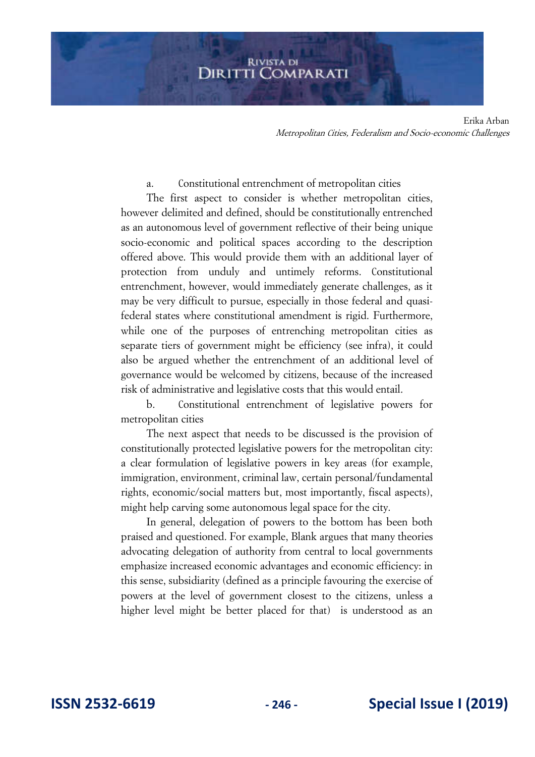a. Constitutional entrenchment of metropolitan cities

The first aspect to consider is whether metropolitan cities, however delimited and defined, should be constitutionally entrenched as an autonomous level of government reflective of their being unique socio-economic and political spaces according to the description offered above. This would provide them with an additional layer of protection from unduly and untimely reforms. Constitutional entrenchment, however, would immediately generate challenges, as it may be very difficult to pursue, especially in those federal and quasi-federal states where constitutional amendment is rigid. Furthermore, while one of the purposes of entrenching metropolitan cities as separate tiers of government might be efficiency (see infra), it could also be argued whether the entrenchment of an additional level of governance would be welcomed by citizens, because of the increased risk of administrative and legislative costs that this would entail.

b. Constitutional entrenchment of legislative powers for metropolitan cities

The next aspect that needs to be discussed is the provision of constitutionally protected legislative powers for the metropolitan city: a clear formulation of legislative powers in key areas (for example, immigration, environment, criminal law, certain personal/fundamental rights, economic/social matters but, most importantly, fiscal aspects), might help carving some autonomous legal space for the city.

In general, delegation of powers to the bottom has been both praised and questioned. For example, Blank argues that many theories advocating delegation of authority from central to local governments emphasize increased economic advantages and economic efficiency: in this sense, subsidiarity (defined as a principle favouring the exercise of powers at the level of government closest to the citizens, unless a higher level might be better placed for that) is understood as an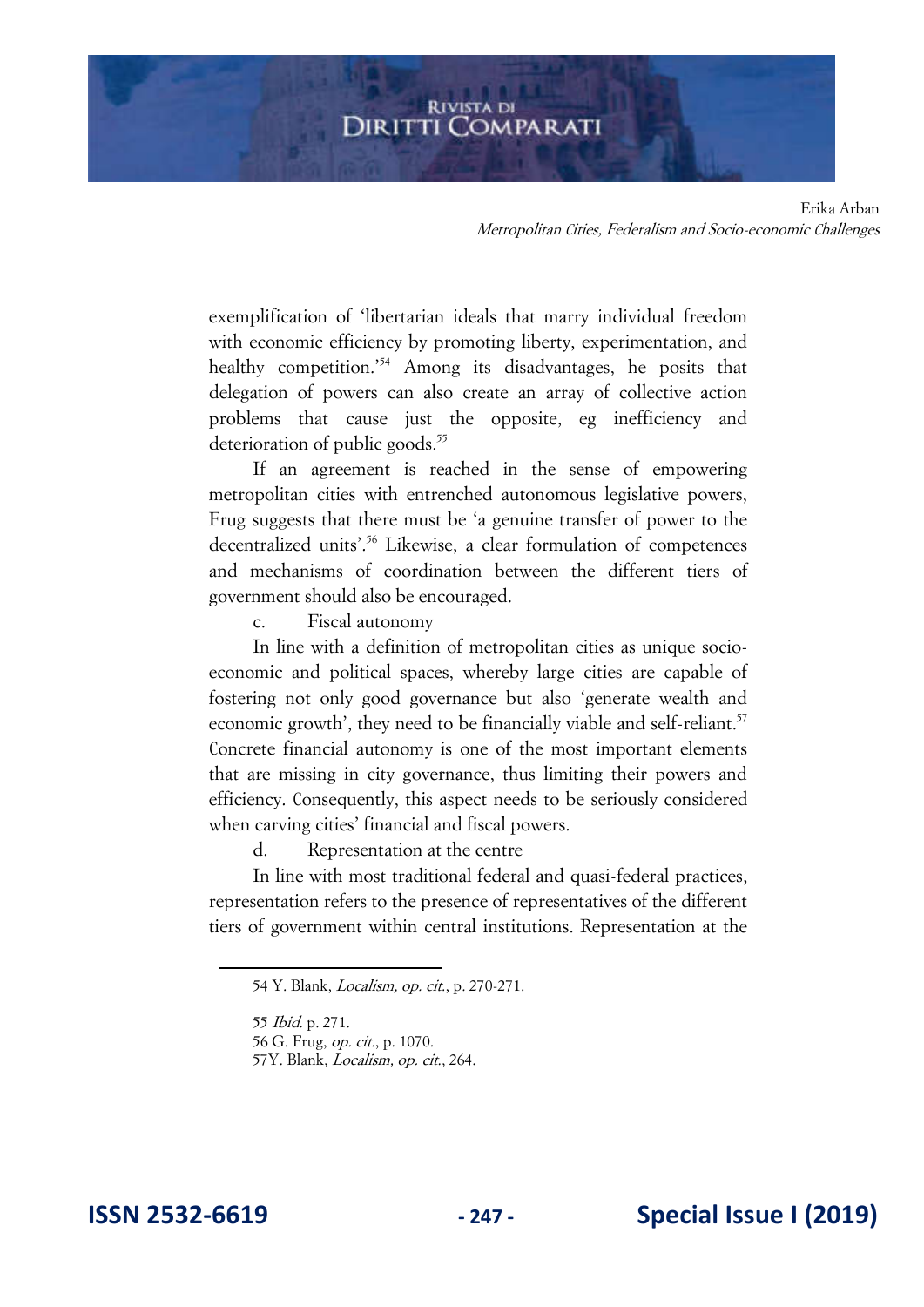exemplification of 'libertarian ideals that marry individual freedom with economic efficiency by promoting liberty, experimentation, and healthy competition.'[54] Among its disadvantages, he posits that delegation of powers can also create an array of collective action problems that cause just the opposite, eg inefficiency and deterioration of public goods.[55]

If an agreement is reached in the sense of empowering metropolitan cities with entrenched autonomous legislative powers, Frug suggests that there must be 'a genuine transfer of power to the decentralized units'.[56] Likewise, a clear formulation of competences and mechanisms of coordination between the different tiers of government should also be encouraged.

c. Fiscal autonomy

In line with a definition of metropolitan cities as unique socio-economic and political spaces, whereby large cities are capable of fostering not only good governance but also 'generate wealth and economic growth', they need to be financially viable and self-reliant.[57] Concrete financial autonomy is one of the most important elements that are missing in city governance, thus limiting their powers and efficiency. Consequently, this aspect needs to be seriously considered when carving cities' financial and fiscal powers.

d. Representation at the centre

In line with most traditional federal and quasi-federal practices, representation refers to the presence of representatives of the different tiers of government within central institutions. Representation at the

---

54 Y. Blank, *Localism, op. cit.*, p. 270-271.

55 *Ibid.* p. 271.

56 G. Frug, *op. cit.*, p. 1070.

57Y. Blank, *Localism, op. cit.*, 264.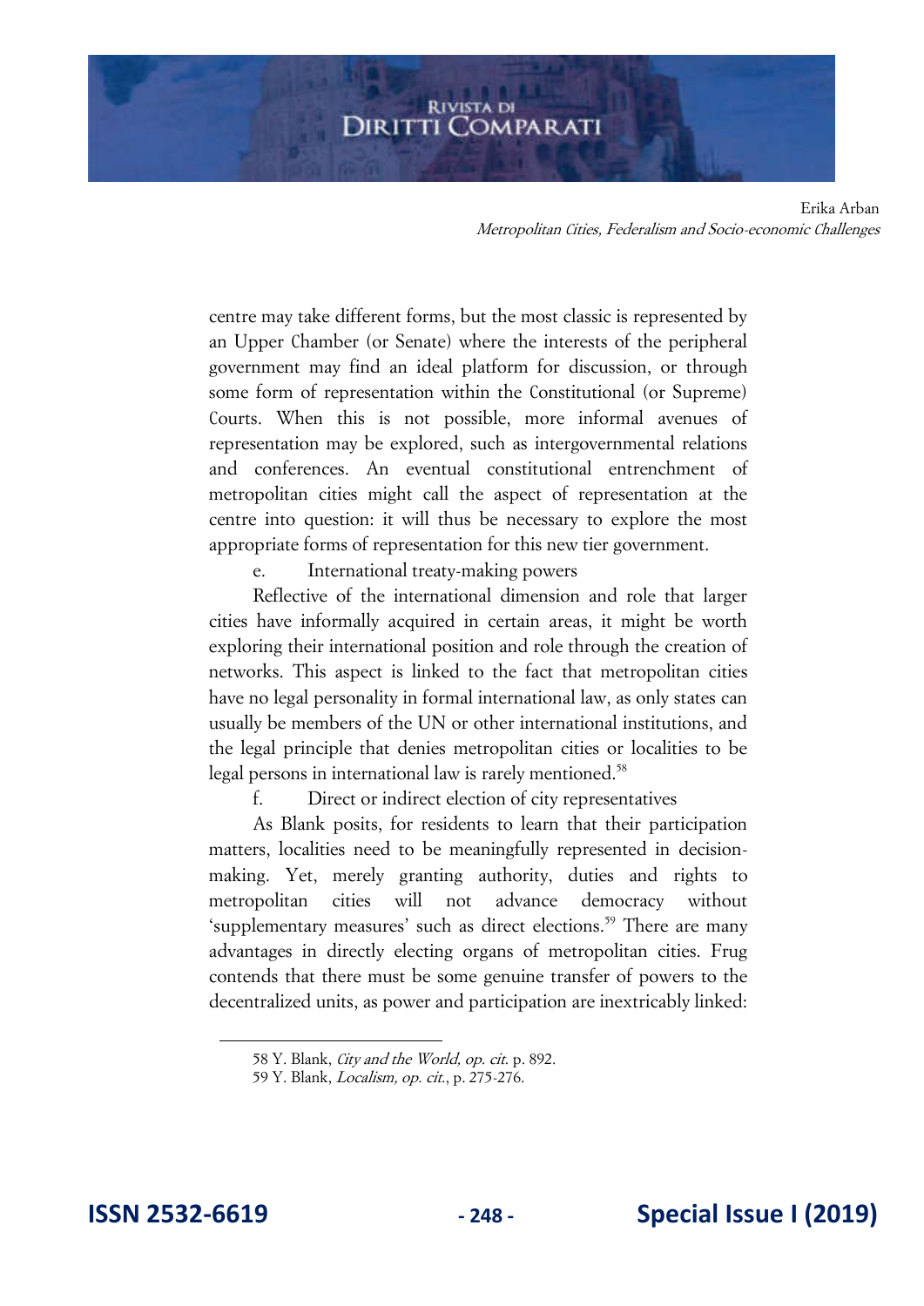centre may take different forms, but the most classic is represented by an Upper Chamber (or Senate) where the interests of the peripheral government may find an ideal platform for discussion, or through some form of representation within the Constitutional (or Supreme) Courts. When this is not possible, more informal avenues of representation may be explored, such as intergovernmental relations and conferences. An eventual constitutional entrenchment of metropolitan cities might call the aspect of representation at the centre into question: it will thus be necessary to explore the most appropriate forms of representation for this new tier government.

e. International treaty-making powers

Reflective of the international dimension and role that larger cities have informally acquired in certain areas, it might be worth exploring their international position and role through the creation of networks. This aspect is linked to the fact that metropolitan cities have no legal personality in formal international law, as only states can usually be members of the UN or other international institutions, and the legal principle that denies metropolitan cities or localities to be legal persons in international law is rarely mentioned.[58]

f. Direct or indirect election of city representatives

As Blank posits, for residents to learn that their participation matters, localities need to be meaningfully represented in decision-making. Yet, merely granting authority, duties and rights to metropolitan cities will not advance democracy without 'supplementary measures' such as direct elections.[59] There are many advantages in directly electing organs of metropolitan cities. Frug contends that there must be some genuine transfer of powers to the decentralized units, as power and participation are inextricably linked:

---

58 Y. Blank, *City and the World, op. cit.* p. 892.

59 Y. Blank, *Localism, op. cit.*, p. 275-276.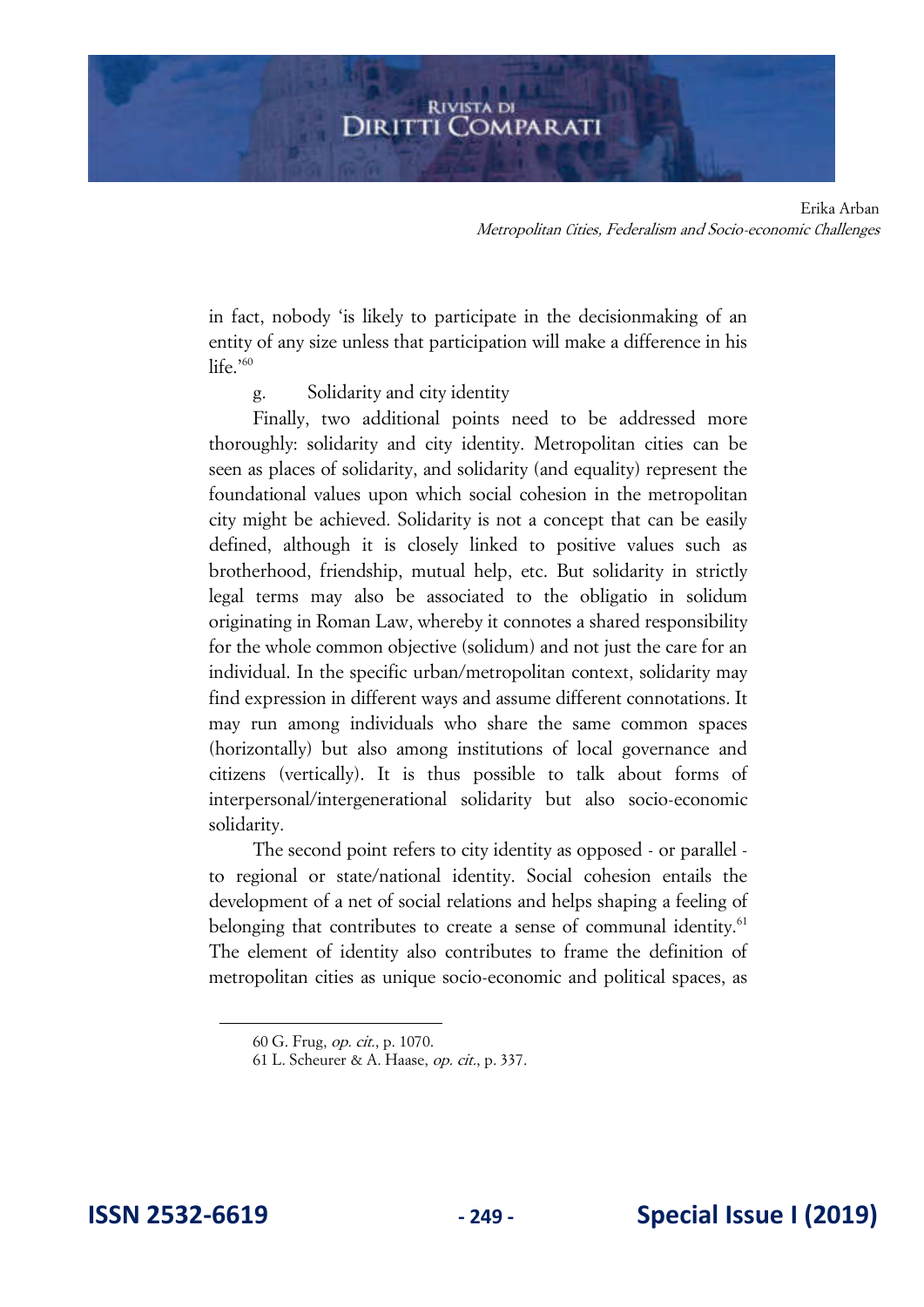in fact, nobody 'is likely to participate in the decisionmaking of an entity of any size unless that participation will make a difference in his life.'[60]

g. Solidarity and city identity

Finally, two additional points need to be addressed more thoroughly: solidarity and city identity. Metropolitan cities can be seen as places of solidarity, and solidarity (and equality) represent the foundational values upon which social cohesion in the metropolitan city might be achieved. Solidarity is not a concept that can be easily defined, although it is closely linked to positive values such as brotherhood, friendship, mutual help, etc. But solidarity in strictly legal terms may also be associated to the obligatio in solidum originating in Roman Law, whereby it connotes a shared responsibility for the whole common objective (solidum) and not just the care for an individual. In the specific urban/metropolitan context, solidarity may find expression in different ways and assume different connotations. It may run among individuals who share the same common spaces (horizontally) but also among institutions of local governance and citizens (vertically). It is thus possible to talk about forms of interpersonal/intergenerational solidarity but also socio-economic solidarity.

The second point refers to city identity as opposed - or parallel - to regional or state/national identity. Social cohesion entails the development of a net of social relations and helps shaping a feeling of belonging that contributes to create a sense of communal identity.[61] The element of identity also contributes to frame the definition of metropolitan cities as unique socio-economic and political spaces, as

---

60 G. Frug, *op. cit.*, p. 1070.

61 L. Scheurer & A. Haase, *op. cit.*, p. 337.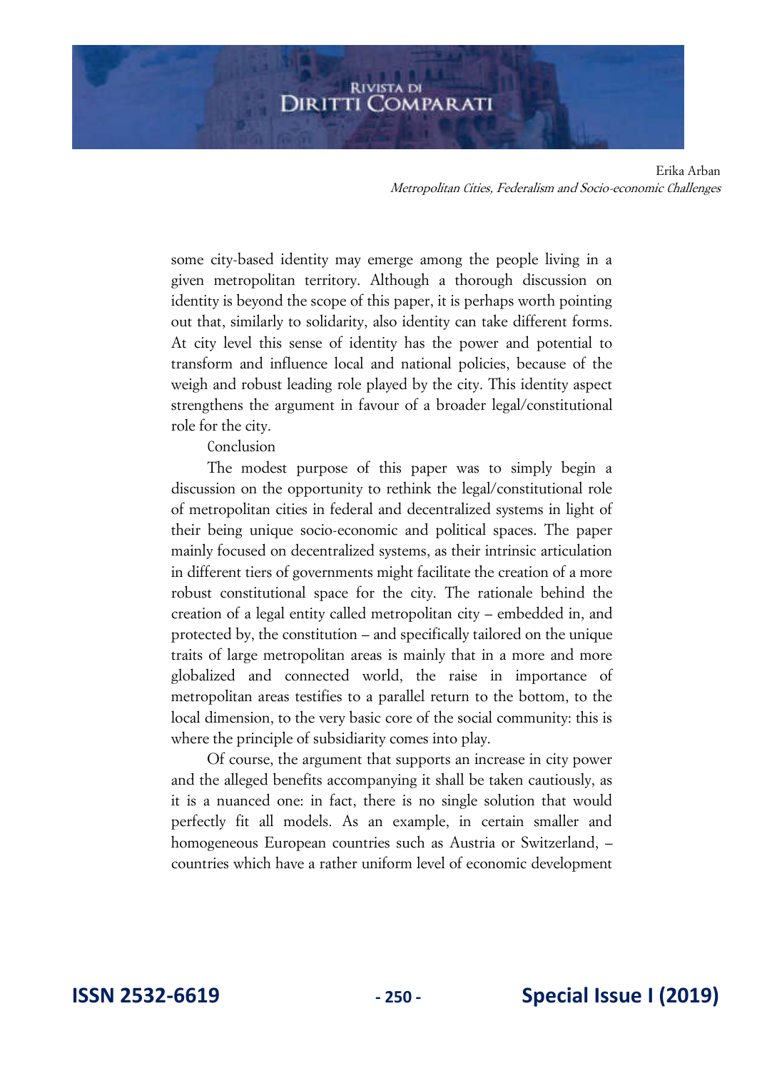some city-based identity may emerge among the people living in a given metropolitan territory. Although a thorough discussion on identity is beyond the scope of this paper, it is perhaps worth pointing out that, similarly to solidarity, also identity can take different forms. At city level this sense of identity has the power and potential to transform and influence local and national policies, because of the weigh and robust leading role played by the city. This identity aspect strengthens the argument in favour of a broader legal/constitutional role for the city.

## Conclusion

The modest purpose of this paper was to simply begin a discussion on the opportunity to rethink the legal/constitutional role of metropolitan cities in federal and decentralized systems in light of their being unique socio-economic and political spaces. The paper mainly focused on decentralized systems, as their intrinsic articulation in different tiers of governments might facilitate the creation of a more robust constitutional space for the city. The rationale behind the creation of a legal entity called metropolitan city – embedded in, and protected by, the constitution – and specifically tailored on the unique traits of large metropolitan areas is mainly that in a more and more globalized and connected world, the raise in importance of metropolitan areas testifies to a parallel return to the bottom, to the local dimension, to the very basic core of the social community: this is where the principle of subsidiarity comes into play.

Of course, the argument that supports an increase in city power and the alleged benefits accompanying it shall be taken cautiously, as it is a nuanced one: in fact, there is no single solution that would perfectly fit all models. As an example, in certain smaller and homogeneous European countries such as Austria or Switzerland, – countries which have a rather uniform level of economic development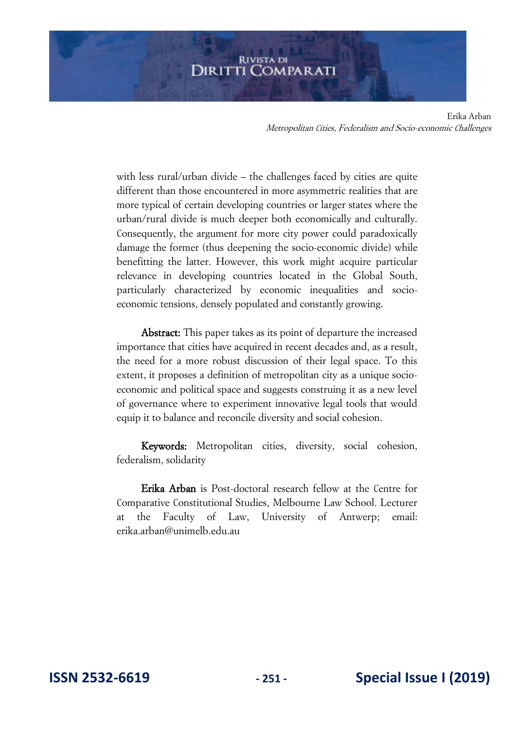with less rural/urban divide – the challenges faced by cities are quite different than those encountered in more asymmetric realities that are more typical of certain developing countries or larger states where the urban/rural divide is much deeper both economically and culturally. Consequently, the argument for more city power could paradoxically damage the former (thus deepening the socio-economic divide) while benefitting the latter. However, this work might acquire particular relevance in developing countries located in the Global South, particularly characterized by economic inequalities and socio-economic tensions, densely populated and constantly growing.

**Abstract:** This paper takes as its point of departure the increased importance that cities have acquired in recent decades and, as a result, the need for a more robust discussion of their legal space. To this extent, it proposes a definition of metropolitan city as a unique socio-economic and political space and suggests construing it as a new level of governance where to experiment innovative legal tools that would equip it to balance and reconcile diversity and social cohesion.

**Keywords:** Metropolitan cities, diversity, social cohesion, federalism, solidarity

**Erika Arban** is Post-doctoral research fellow at the Centre for Comparative Constitutional Studies, Melbourne Law School. Lecturer at the Faculty of Law, University of Antwerp; email: erika.arban@unimelb.edu.au